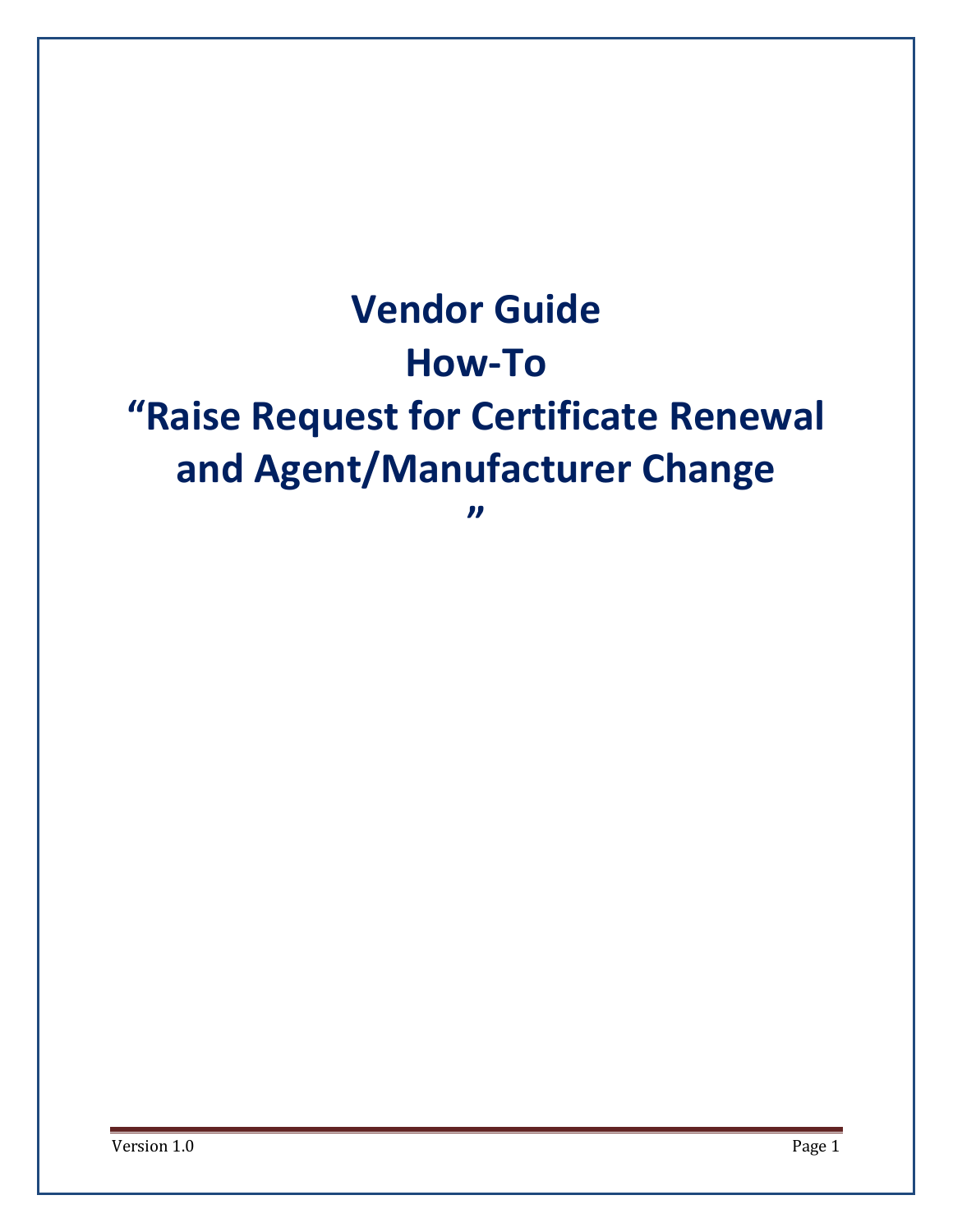# Vendor Guide

# How-To

# "Raise Request for Certificate Renewal and Agent/Manufacturer Change"

Version 1.0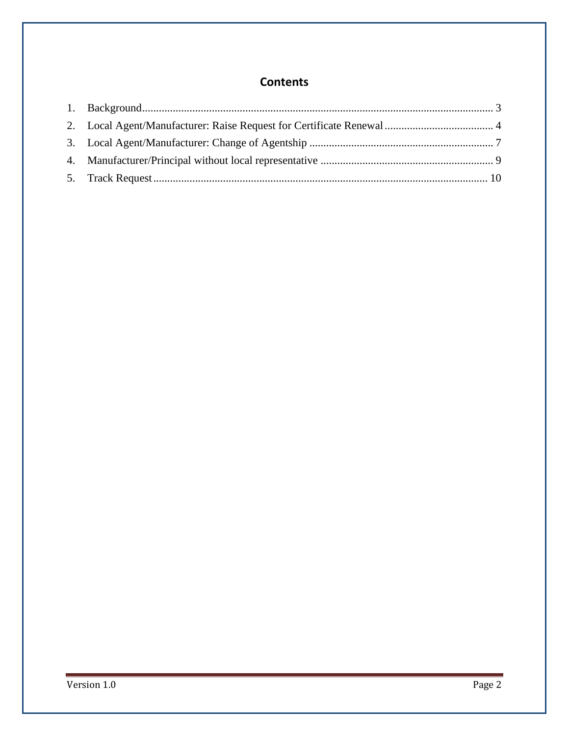# Contents

1. Background........................................................................................................................ 3
2. Local Agent/Manufacturer: Raise Request for Certificate Renewal....................................... 4
3. Local Agent/Manufacturer: Change of Agentship ................................................................. 7
4. Manufacturer/Principal without local representative ............................................................. 9
5. Track Request...................................................................................................................... 10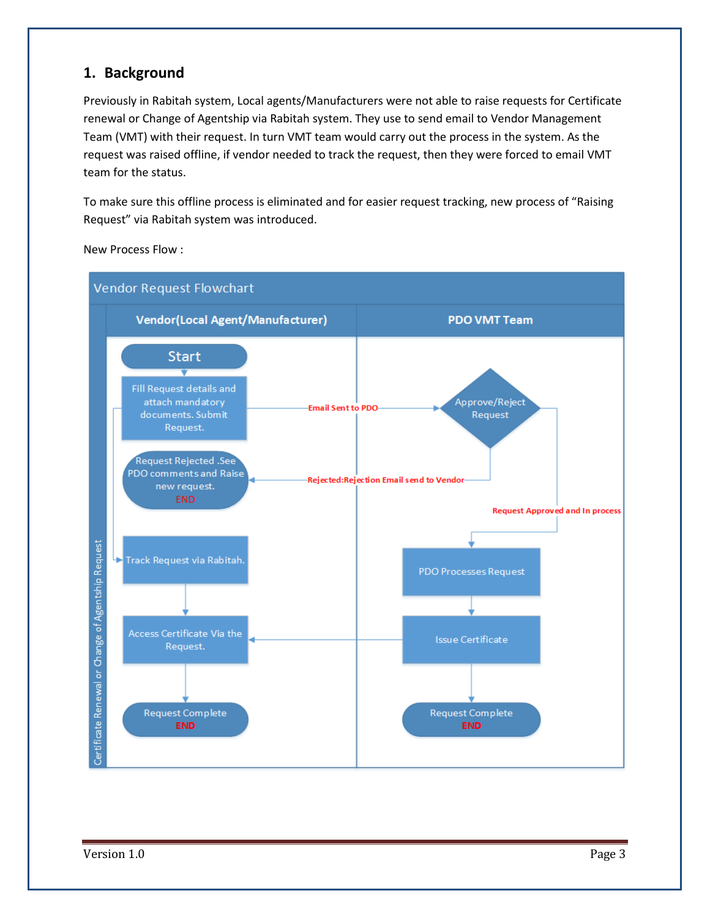## 1. Background

Previously in Rabitah system, Local agents/Manufacturers were not able to raise requests for Certificate renewal or Change of Agentship via Rabitah system. They use to send email to Vendor Management Team (VMT) with their request. In turn VMT team would carry out the process in the system. As the request was raised offline, if vendor needed to track the request, then they were forced to email VMT team for the status.

To make sure this offline process is eliminated and for easier request tracking, new process of "Raising Request" via Rabitah system was introduced.

New Process Flow :

**Vendor Request Flowchart**

Certificate Renewal or Change of Agentship Request

| Vendor(Local Agent/Manufacturer) | PDO VMT Team |
| --- | --- |
| Start | |
| Fill Request details and attach mandatory documents. Submit Request. → Email Sent to PDO → | Approve/Reject Request |
| Request Rejected .See PDO comments and Raise new request. END | ← Rejected:Rejection Email send to Vendor |
| | Request Approved and In process → |
| Track Request via Rabitah. | PDO Processes Request |
| Access Certificate Via the Request. | ← Issue Certificate |
| Request Complete END | Request Complete END |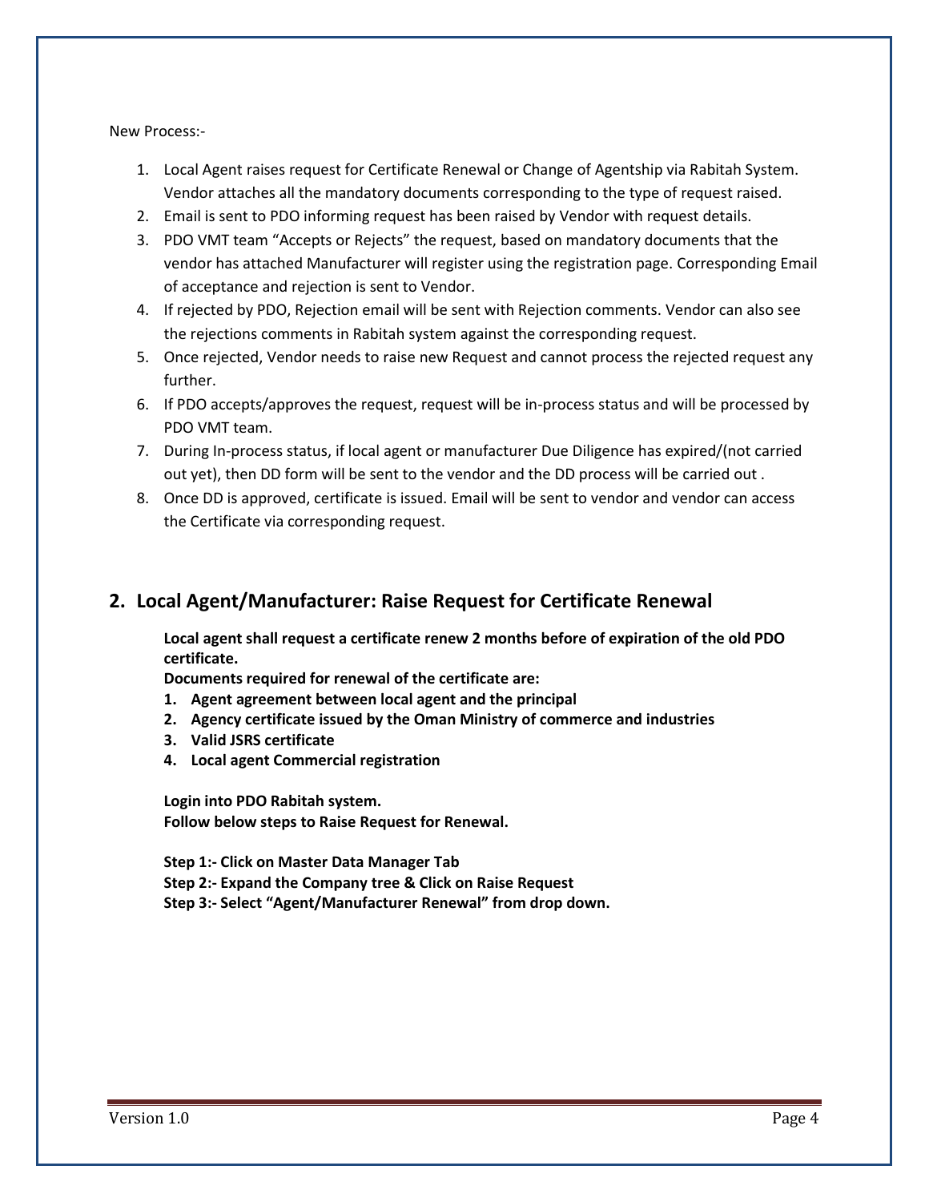New Process:-

1. Local Agent raises request for Certificate Renewal or Change of Agentship via Rabitah System. Vendor attaches all the mandatory documents corresponding to the type of request raised.
2. Email is sent to PDO informing request has been raised by Vendor with request details.
3. PDO VMT team “Accepts or Rejects” the request, based on mandatory documents that the vendor has attached Manufacturer will register using the registration page. Corresponding Email of acceptance and rejection is sent to Vendor.
4. If rejected by PDO, Rejection email will be sent with Rejection comments. Vendor can also see the rejections comments in Rabitah system against the corresponding request.
5. Once rejected, Vendor needs to raise new Request and cannot process the rejected request any further.
6. If PDO accepts/approves the request, request will be in-process status and will be processed by PDO VMT team.
7. During In-process status, if local agent or manufacturer Due Diligence has expired/(not carried out yet), then DD form will be sent to the vendor and the DD process will be carried out .
8. Once DD is approved, certificate is issued. Email will be sent to vendor and vendor can access the Certificate via corresponding request.

## 2. Local Agent/Manufacturer: Raise Request for Certificate Renewal

**Local agent shall request a certificate renew 2 months before of expiration of the old PDO certificate.**

**Documents required for renewal of the certificate are:**

1. **Agent agreement between local agent and the principal**
2. **Agency certificate issued by the Oman Ministry of commerce and industries**
3. **Valid JSRS certificate**
4. **Local agent Commercial registration**

**Login into PDO Rabitah system.**
**Follow below steps to Raise Request for Renewal.**

**Step 1:- Click on Master Data Manager Tab**
**Step 2:- Expand the Company tree & Click on Raise Request**
**Step 3:- Select “Agent/Manufacturer Renewal” from drop down.**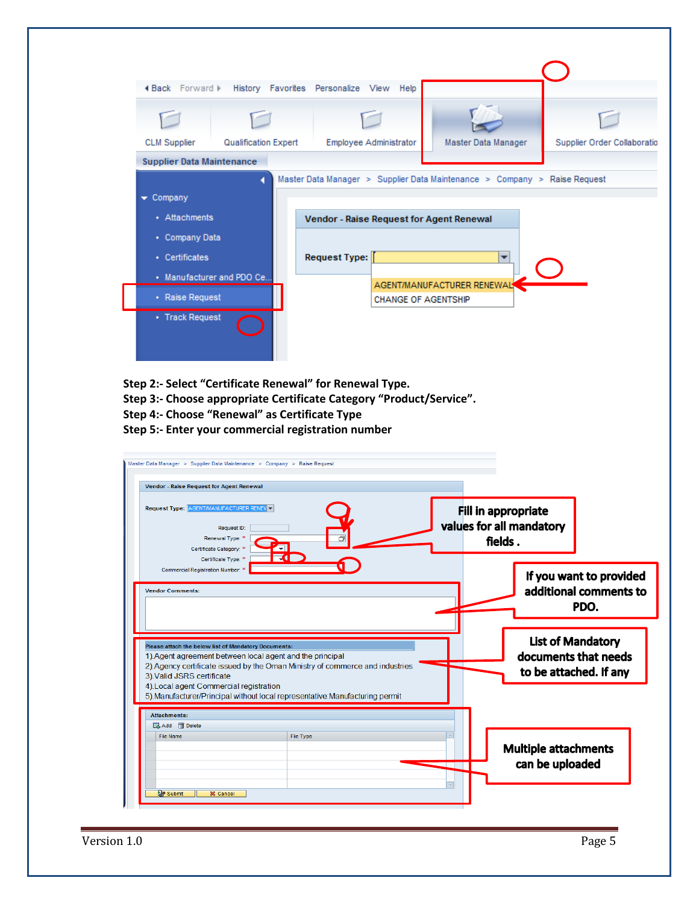Back Forward History Favorites Personalize View Help

CLM Supplier | Qualification Expert | Employee Administrator | Master Data Manager | Supplier Order Collaboratio

Supplier Data Maintenance

Master Data Manager > Supplier Data Maintenance > Company > Raise Request

- Company
  - Attachments
  - Company Data
  - Certificates
  - Manufacturer and PDO Ce...
  - Raise Request
  - Track Request

**Vendor - Raise Request for Agent Renewal**

Request Type:

AGENT/MANUFACTURER RENEWAL
CHANGE OF AGENTSHIP

**Step 2:- Select "Certificate Renewal" for Renewal Type.**
**Step 3:- Choose appropriate Certificate Category "Product/Service".**
**Step 4:- Choose "Renewal" as Certificate Type**
**Step 5:- Enter your commercial registration number**

Master Data Manager > Supplier Data Maintenance > Company > Raise Request

Vendor - Raise Request for Agent Renewal

Request Type: AGENT/MANUFACTURER RENEW

Request ID:
Renewal Type: *
Certificate Category: *
Certificate Type: *
Commercial Registration Number: *

**Fill in appropriate values for all mandatory fields .**

Vendor Comments:

**If you want to provided additional comments to PDO.**

Please attach the below list of Mandatory Documents:
1).Agent agreement between local agent and the principal
2).Agency certificate issued by the Oman Ministry of commerce and industries
3).Valid JSRS certificate
4).Local agent Commercial registration
5).Manufacturer/Principal without local representative Manufacturing permit

**List of Mandatory documents that needs to be attached. If any**

Attachments:
Add Delete

| File Name | File Type |
|---|---|
| | |

Submit Cancel

**Multiple attachments can be uploaded**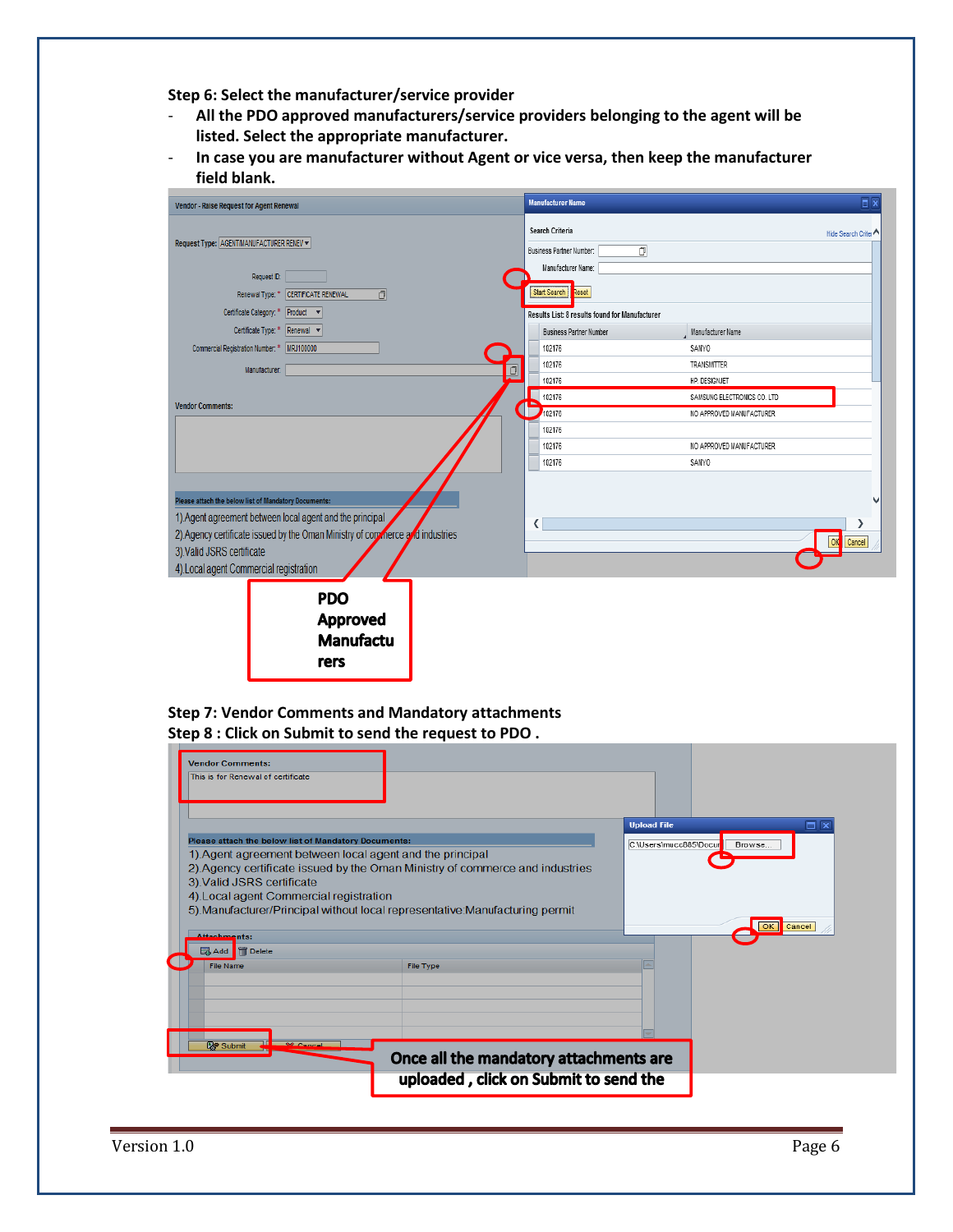**Step 6: Select the manufacturer/service provider**

- **All the PDO approved manufacturers/service providers belonging to the agent will be listed. Select the appropriate manufacturer.**
- **In case you are manufacturer without Agent or vice versa, then keep the manufacturer field blank.**

**PDO Approved Manufacturers**

**Step 7: Vendor Comments and Mandatory attachments**

**Step 8 : Click on Submit to send the request to PDO .**

**Once all the mandatory attachments are uploaded , click on Submit to send the**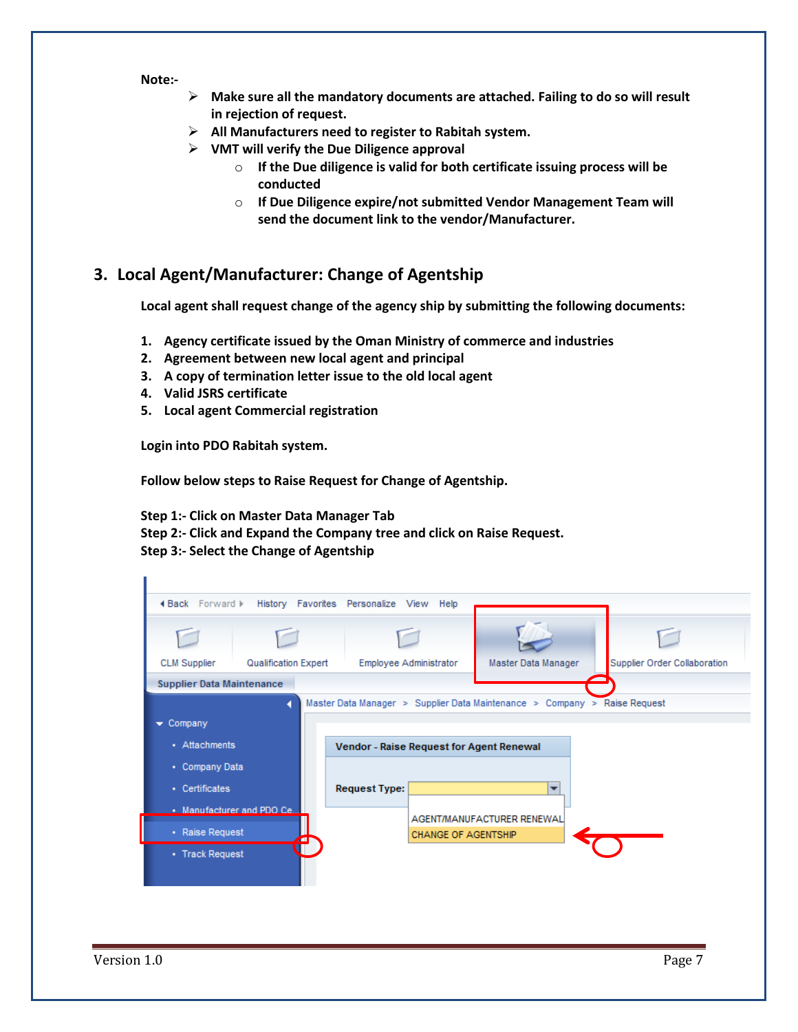**Note:-**

- **Make sure all the mandatory documents are attached. Failing to do so will result in rejection of request.**
- **All Manufacturers need to register to Rabitah system.**
- **VMT will verify the Due Diligence approval**
  - **If the Due diligence is valid for both certificate issuing process will be conducted**
  - **If Due Diligence expire/not submitted Vendor Management Team will send the document link to the vendor/Manufacturer.**

## 3. Local Agent/Manufacturer: Change of Agentship

**Local agent shall request change of the agency ship by submitting the following documents:**

1. **Agency certificate issued by the Oman Ministry of commerce and industries**
2. **Agreement between new local agent and principal**
3. **A copy of termination letter issue to the old local agent**
4. **Valid JSRS certificate**
5. **Local agent Commercial registration**

**Login into PDO Rabitah system.**

**Follow below steps to Raise Request for Change of Agentship.**

**Step 1:- Click on Master Data Manager Tab**
**Step 2:- Click and Expand the Company tree and click on Raise Request.**
**Step 3:- Select the Change of Agentship**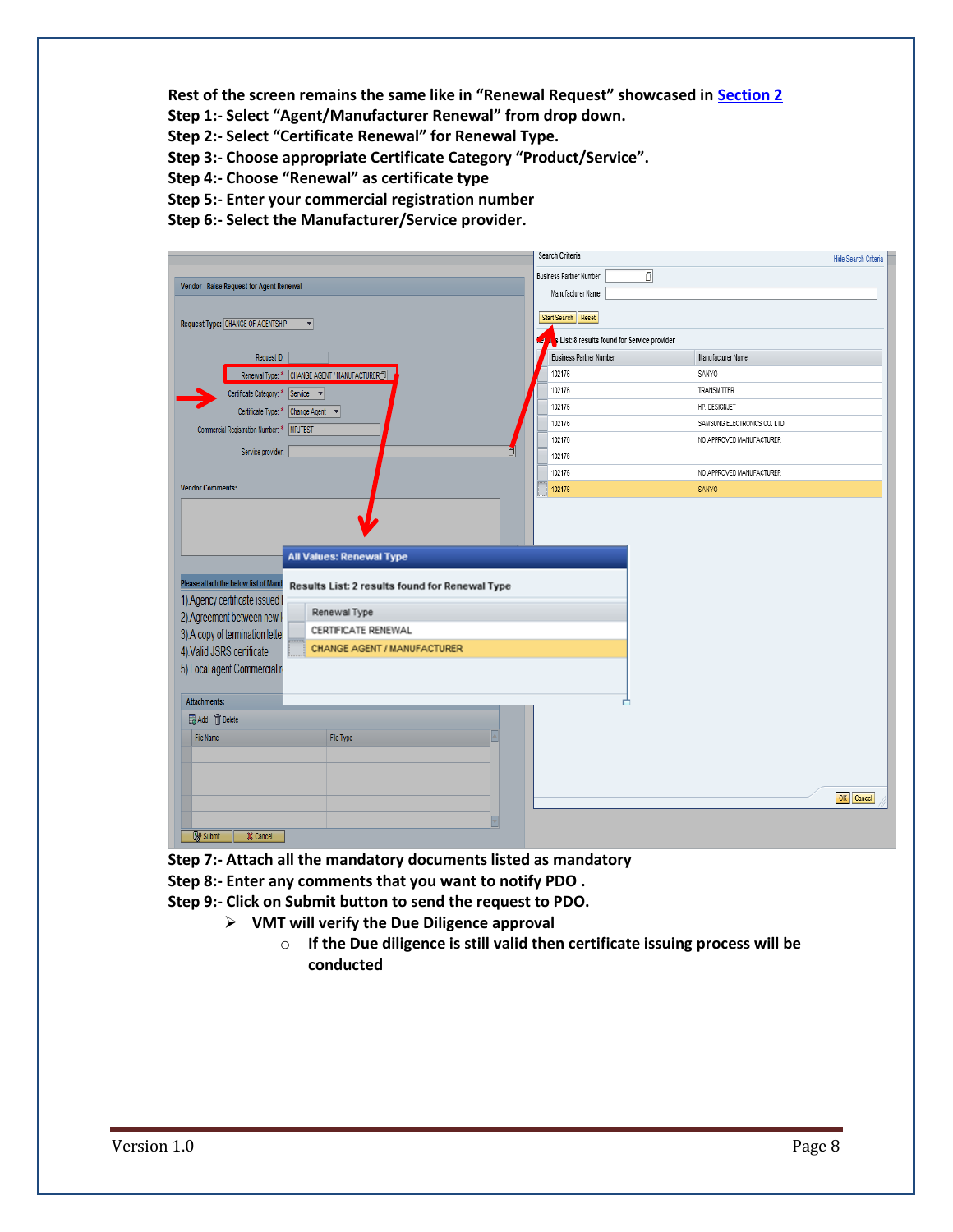**Rest of the screen remains the same like in "Renewal Request" showcased in Section 2**

**Step 1:- Select "Agent/Manufacturer Renewal" from drop down.**

**Step 2:- Select "Certificate Renewal" for Renewal Type.**

**Step 3:- Choose appropriate Certificate Category "Product/Service".**

**Step 4:- Choose "Renewal" as certificate type**

**Step 5:- Enter your commercial registration number**

**Step 6:- Select the Manufacturer/Service provider.**

**Step 7:- Attach all the mandatory documents listed as mandatory**

**Step 8:- Enter any comments that you want to notify PDO .**

**Step 9:- Click on Submit button to send the request to PDO.**

- **VMT will verify the Due Diligence approval**
  - **If the Due diligence is still valid then certificate issuing process will be conducted**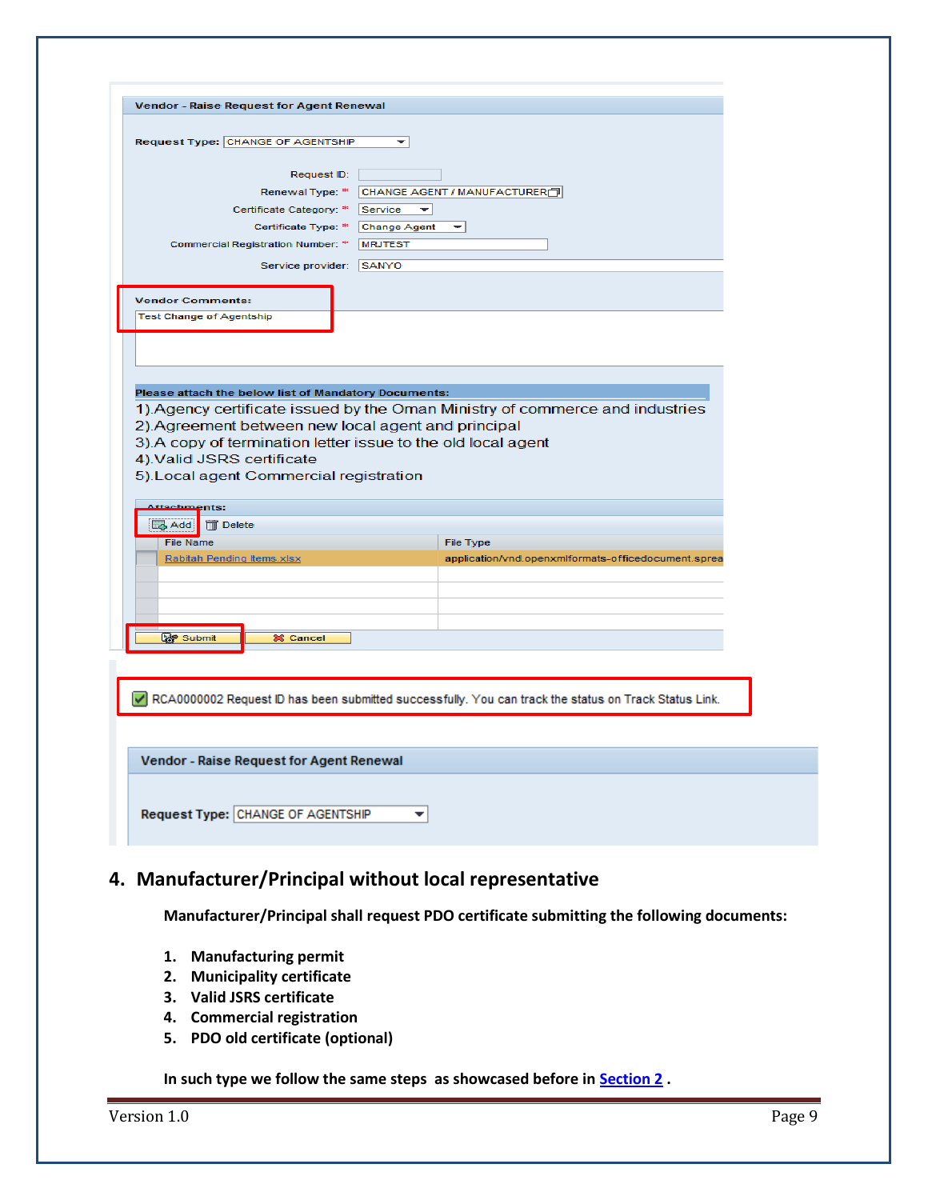Vendor - Raise Request for Agent Renewal

Request Type: CHANGE OF AGENTSHIP

Request ID:

Renewal Type: * CHANGE AGENT / MANUFACTURER

Certificate Category: * Service

Certificate Type: * Change Agent

Commercial Registration Number: * MRJTEST

Service provider: SANYO

Vendor Comments:

Test Change of Agentship

Please attach the below list of Mandatory Documents:

1).Agency certificate issued by the Oman Ministry of commerce and industries
2).Agreement between new local agent and principal
3).A copy of termination letter issue to the old local agent
4).Valid JSRS certificate
5).Local agent Commercial registration

Attachments:

Add | Delete

| File Name | File Type |
|---|---|
| Rabitah Pending Items.xlsx | application/vnd.openxmlformats-officedocument.sprea |

Submit | Cancel

RCA0000002 Request ID has been submitted successfully. You can track the status on Track Status Link.

Vendor - Raise Request for Agent Renewal

Request Type: CHANGE OF AGENTSHIP

## 4. Manufacturer/Principal without local representative

**Manufacturer/Principal shall request PDO certificate submitting the following documents:**

1. **Manufacturing permit**
2. **Municipality certificate**
3. **Valid JSRS certificate**
4. **Commercial registration**
5. **PDO old certificate (optional)**

**In such type we follow the same steps as showcased before in Section 2 .**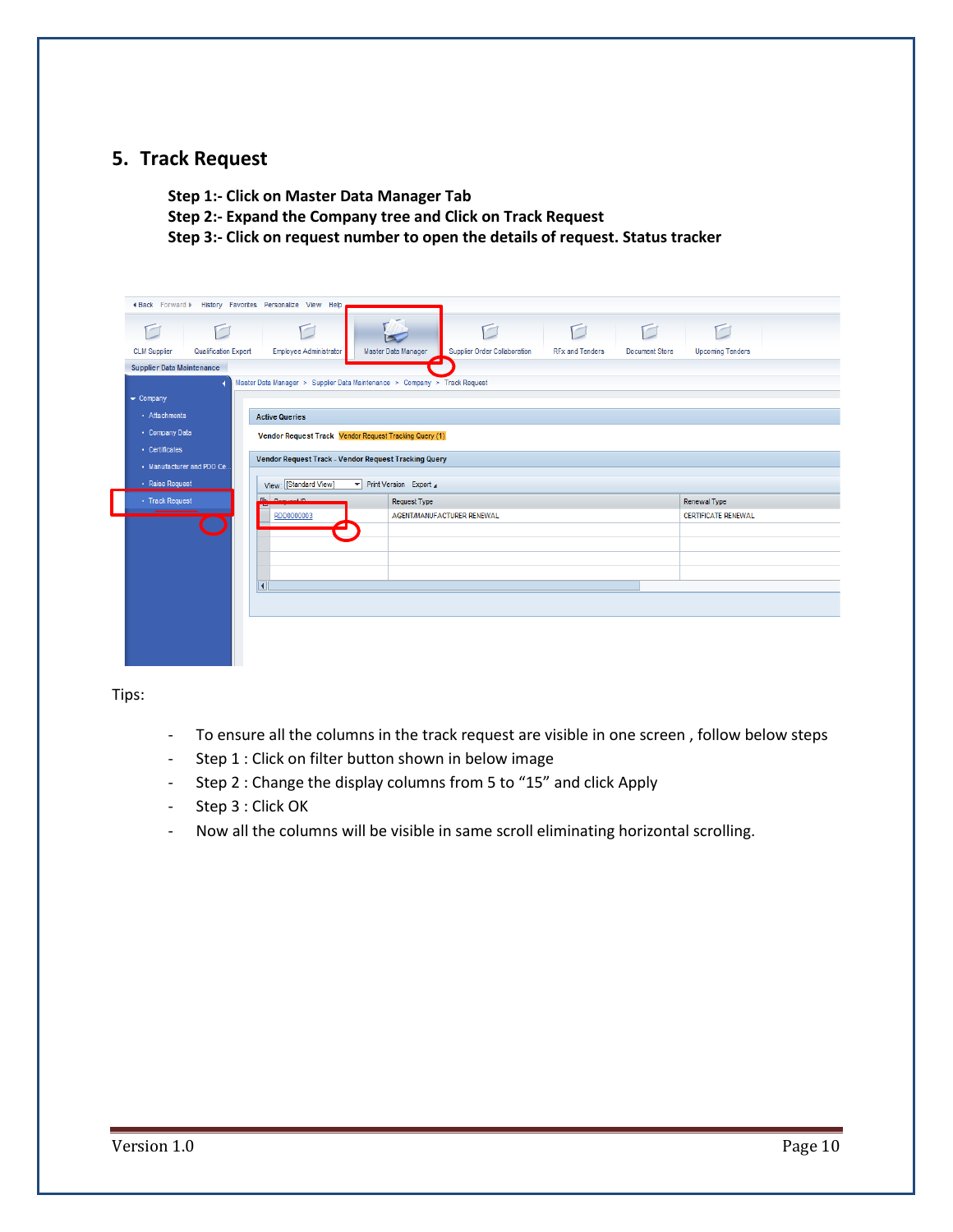## 5. Track Request

**Step 1:- Click on Master Data Manager Tab**
**Step 2:- Expand the Company tree and Click on Track Request**
**Step 3:- Click on request number to open the details of request. Status tracker**

Tips:

- To ensure all the columns in the track request are visible in one screen , follow below steps
- Step 1 : Click on filter button shown in below image
- Step 2 : Change the display columns from 5 to “15” and click Apply
- Step 3 : Click OK
- Now all the columns will be visible in same scroll eliminating horizontal scrolling.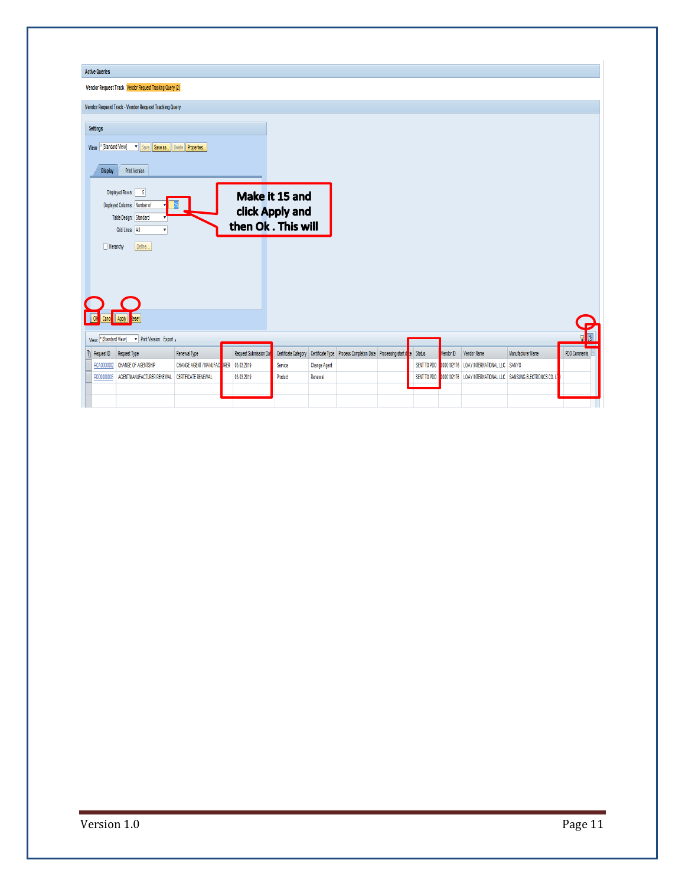Active Queries

Vendor Request Track   Vendor Request Tracking Query (2)

Vendor Request Track - Vendor Request Tracking Query

Settings

View  * [Standard View]   Save   Save as...   Delete   Properties...

Display   Print Version

Displayed Rows: 5

Displayed Columns: Number of

Table Design: Standard

Grid Lines: All

Hierarchy   Define...

Make it 15 and click Apply and then Ok . This will

Ok   Canc   Apply   Reset

View: * [Standard View]   Print Version   Export

| Request ID | Request Type | Renewal Type | Request Submission Dat | Certificate Category | Certificate Type | Process Completion Date | Processing start date | Status | Vendor ID | Vendor Name | Manufacturer Name | PDO Comments |
|---|---|---|---|---|---|---|---|---|---|---|---|---|
| RCA0000002 | CHANGE OF AGENTSHIP | CHANGE AGENT / MANUFACTURER | 03.03.2019 | Service | Change Agent | | | SENT TO PDO | 0000102176 | LOAY INTERNATIONAL LLC | SANYO | |
| RDD0000003 | AGENT/MANUFACTURER RENEWAL | CERTIFICATE RENEWAL | 03.03.2019 | Product | Renewal | | | SENT TO PDO | 0000102176 | LOAY INTERNATIONAL LLC | SAMSUNG ELECTRONICS CO. LTD | |

Version 1.0